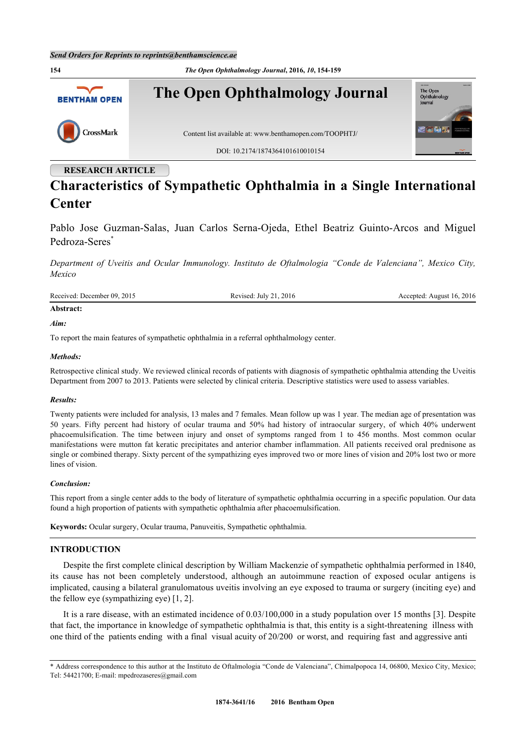RESEARCH ARTICLE

# Characteristics of Sympathetic Ophthalmia in a Single International Center

Pablo Jose Guzman-Salas, Juan Carlos Serna-Ojeda, Ethel Beatriz Guinto-Arcos and Miguel Pedroza-Seres[*]

*Department of Uveitis and Ocular Immunology. Instituto de Oftalmologia "Conde de Valenciana", Mexico City, Mexico*

Received: December 09, 2015 Revised: July 21, 2016 Accepted: August 16, 2016

**Abstract:**

***Aim:***

To report the main features of sympathetic ophthalmia in a referral ophthalmology center.

***Methods:***

Retrospective clinical study. We reviewed clinical records of patients with diagnosis of sympathetic ophthalmia attending the Uveitis Department from 2007 to 2013. Patients were selected by clinical criteria. Descriptive statistics were used to assess variables.

***Results:***

Twenty patients were included for analysis, 13 males and 7 females. Mean follow up was 1 year. The median age of presentation was 50 years. Fifty percent had history of ocular trauma and 50% had history of intraocular surgery, of which 40% underwent phacoemulsification. The time between injury and onset of symptoms ranged from 1 to 456 months. Most common ocular manifestations were mutton fat keratic precipitates and anterior chamber inflammation. All patients received oral prednisone as single or combined therapy. Sixty percent of the sympathizing eyes improved two or more lines of vision and 20% lost two or more lines of vision.

***Conclusion:***

This report from a single center adds to the body of literature of sympathetic ophthalmia occurring in a specific population. Our data found a high proportion of patients with sympathetic ophthalmia after phacoemulsification.

**Keywords:** Ocular surgery, Ocular trauma, Panuveitis, Sympathetic ophthalmia.

## INTRODUCTION

Despite the first complete clinical description by William Mackenzie of sympathetic ophthalmia performed in 1840, its cause has not been completely understood, although an autoimmune reaction of exposed ocular antigens is implicated, causing a bilateral granulomatous uveitis involving an eye exposed to trauma or surgery (inciting eye) and the fellow eye (sympathizing eye) [1, 2].

It is a rare disease, with an estimated incidence of 0.03/100,000 in a study population over 15 months [3]. Despite that fact, the importance in knowledge of sympathetic ophthalmia is that, this entity is a sight-threatening illness with one third of the patients ending with a final visual acuity of 20/200 or worst, and requiring fast and aggressive anti

[*] Address correspondence to this author at the Instituto de Oftalmologia "Conde de Valenciana", Chimalpopoca 14, 06800, Mexico City, Mexico; Tel: 54421700; E-mail: mpedrozaseres@gmail.com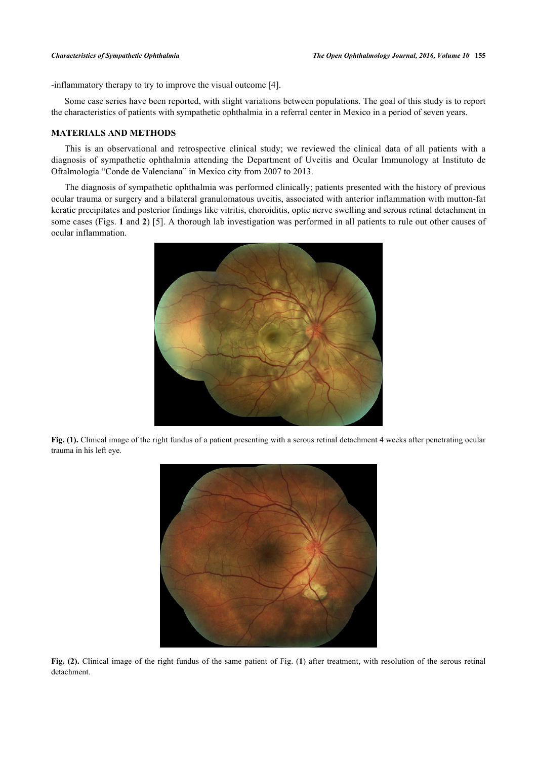-inflammatory therapy to try to improve the visual outcome [4].

Some case series have been reported, with slight variations between populations. The goal of this study is to report the characteristics of patients with sympathetic ophthalmia in a referral center in Mexico in a period of seven years.

## MATERIALS AND METHODS

This is an observational and retrospective clinical study; we reviewed the clinical data of all patients with a diagnosis of sympathetic ophthalmia attending the Department of Uveitis and Ocular Immunology at Instituto de Oftalmologia "Conde de Valenciana" in Mexico city from 2007 to 2013.

The diagnosis of sympathetic ophthalmia was performed clinically; patients presented with the history of previous ocular trauma or surgery and a bilateral granulomatous uveitis, associated with anterior inflammation with mutton-fat keratic precipitates and posterior findings like vitritis, choroiditis, optic nerve swelling and serous retinal detachment in some cases (Figs. **1** and **2**) [5]. A thorough lab investigation was performed in all patients to rule out other causes of ocular inflammation.

**Fig. (1).** Clinical image of the right fundus of a patient presenting with a serous retinal detachment 4 weeks after penetrating ocular trauma in his left eye.

**Fig. (2).** Clinical image of the right fundus of the same patient of Fig. (**1**) after treatment, with resolution of the serous retinal detachment.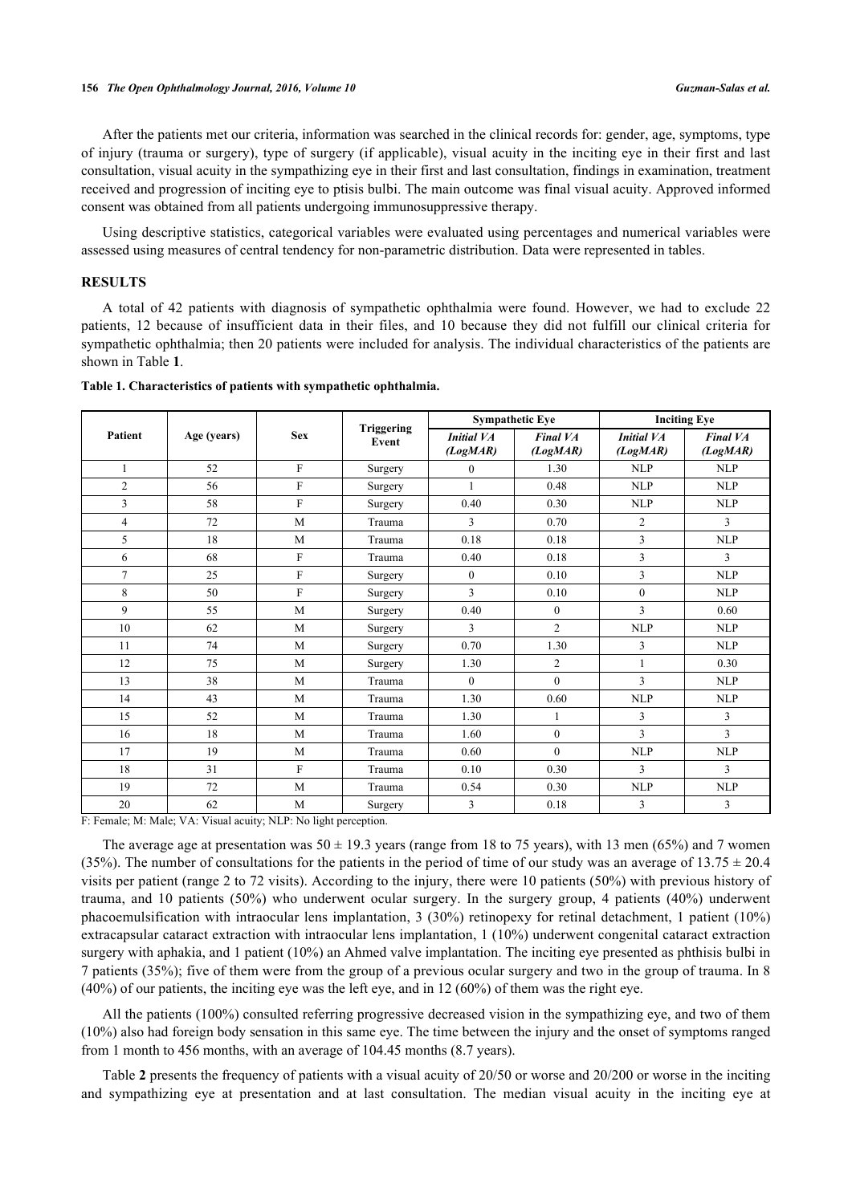After the patients met our criteria, information was searched in the clinical records for: gender, age, symptoms, type of injury (trauma or surgery), type of surgery (if applicable), visual acuity in the inciting eye in their first and last consultation, visual acuity in the sympathizing eye in their first and last consultation, findings in examination, treatment received and progression of inciting eye to ptisis bulbi. The main outcome was final visual acuity. Approved informed consent was obtained from all patients undergoing immunosuppressive therapy.

Using descriptive statistics, categorical variables were evaluated using percentages and numerical variables were assessed using measures of central tendency for non-parametric distribution. Data were represented in tables.

## RESULTS

A total of 42 patients with diagnosis of sympathetic ophthalmia were found. However, we had to exclude 22 patients, 12 because of insufficient data in their files, and 10 because they did not fulfill our clinical criteria for sympathetic ophthalmia; then 20 patients were included for analysis. The individual characteristics of the patients are shown in Table **1**.

**Table 1. Characteristics of patients with sympathetic ophthalmia.**

| Patient | Age (years) | Sex | Triggering Event | Sympathetic Eye | | Inciting Eye | |
|---|---|---|---|---|---|---|---|
| | | | | *Initial VA (LogMAR)* | *Final VA (LogMAR)* | *Initial VA (LogMAR)* | *Final VA (LogMAR)* |
| 1 | 52 | F | Surgery | 0 | 1.30 | NLP | NLP |
| 2 | 56 | F | Surgery | 1 | 0.48 | NLP | NLP |
| 3 | 58 | F | Surgery | 0.40 | 0.30 | NLP | NLP |
| 4 | 72 | M | Trauma | 3 | 0.70 | 2 | 3 |
| 5 | 18 | M | Trauma | 0.18 | 0.18 | 3 | NLP |
| 6 | 68 | F | Trauma | 0.40 | 0.18 | 3 | 3 |
| 7 | 25 | F | Surgery | 0 | 0.10 | 3 | NLP |
| 8 | 50 | F | Surgery | 3 | 0.10 | 0 | NLP |
| 9 | 55 | M | Surgery | 0.40 | 0 | 3 | 0.60 |
| 10 | 62 | M | Surgery | 3 | 2 | NLP | NLP |
| 11 | 74 | M | Surgery | 0.70 | 1.30 | 3 | NLP |
| 12 | 75 | M | Surgery | 1.30 | 2 | 1 | 0.30 |
| 13 | 38 | M | Trauma | 0 | 0 | 3 | NLP |
| 14 | 43 | M | Trauma | 1.30 | 0.60 | NLP | NLP |
| 15 | 52 | M | Trauma | 1.30 | 1 | 3 | 3 |
| 16 | 18 | M | Trauma | 1.60 | 0 | 3 | 3 |
| 17 | 19 | M | Trauma | 0.60 | 0 | NLP | NLP |
| 18 | 31 | F | Trauma | 0.10 | 0.30 | 3 | 3 |
| 19 | 72 | M | Trauma | 0.54 | 0.30 | NLP | NLP |
| 20 | 62 | M | Surgery | 3 | 0.18 | 3 | 3 |

F: Female; M: Male; VA: Visual acuity; NLP: No light perception.

The average age at presentation was $50 \pm 19.3$ years (range from 18 to 75 years), with 13 men (65%) and 7 women (35%). The number of consultations for the patients in the period of time of our study was an average of $13.75 \pm 20.4$ visits per patient (range 2 to 72 visits). According to the injury, there were 10 patients (50%) with previous history of trauma, and 10 patients (50%) who underwent ocular surgery. In the surgery group, 4 patients (40%) underwent phacoemulsification with intraocular lens implantation, 3 (30%) retinopexy for retinal detachment, 1 patient (10%) extracapsular cataract extraction with intraocular lens implantation, 1 (10%) underwent congenital cataract extraction surgery with aphakia, and 1 patient (10%) an Ahmed valve implantation. The inciting eye presented as phthisis bulbi in 7 patients (35%); five of them were from the group of a previous ocular surgery and two in the group of trauma. In 8 (40%) of our patients, the inciting eye was the left eye, and in 12 (60%) of them was the right eye.

All the patients (100%) consulted referring progressive decreased vision in the sympathizing eye, and two of them (10%) also had foreign body sensation in this same eye. The time between the injury and the onset of symptoms ranged from 1 month to 456 months, with an average of 104.45 months (8.7 years).

Table **2** presents the frequency of patients with a visual acuity of 20/50 or worse and 20/200 or worse in the inciting and sympathizing eye at presentation and at last consultation. The median visual acuity in the inciting eye at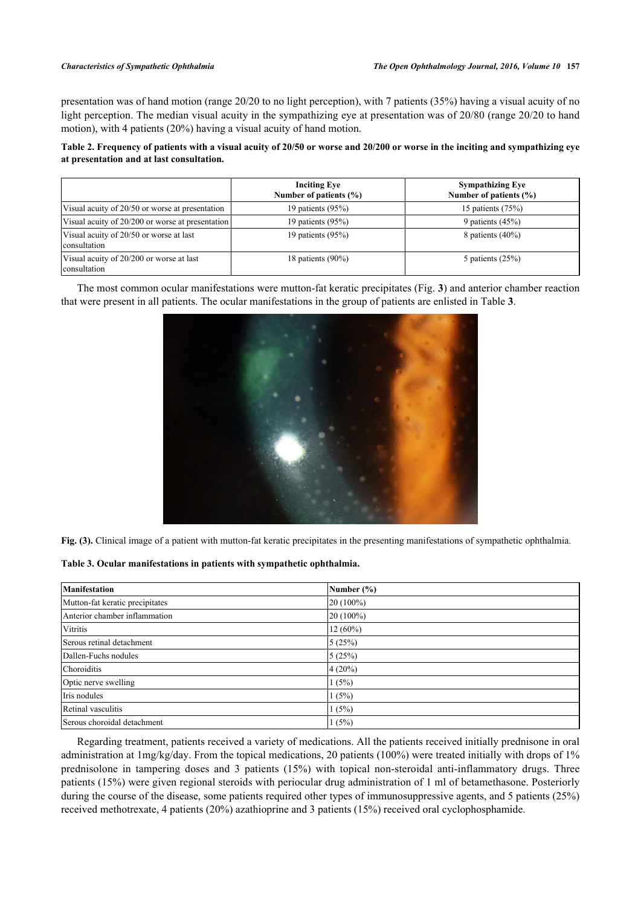presentation was of hand motion (range 20/20 to no light perception), with 7 patients (35%) having a visual acuity of no light perception. The median visual acuity in the sympathizing eye at presentation was of 20/80 (range 20/20 to hand motion), with 4 patients (20%) having a visual acuity of hand motion.

**Table 2. Frequency of patients with a visual acuity of 20/50 or worse and 20/200 or worse in the inciting and sympathizing eye at presentation and at last consultation.**

| | Inciting Eye Number of patients (%) | Sympathizing Eye Number of patients (%) |
|---|---|---|
| Visual acuity of 20/50 or worse at presentation | 19 patients (95%) | 15 patients (75%) |
| Visual acuity of 20/200 or worse at presentation | 19 patients (95%) | 9 patients (45%) |
| Visual acuity of 20/50 or worse at last consultation | 19 patients (95%) | 8 patients (40%) |
| Visual acuity of 20/200 or worse at last consultation | 18 patients (90%) | 5 patients (25%) |

The most common ocular manifestations were mutton-fat keratic precipitates (Fig. **3**) and anterior chamber reaction that were present in all patients. The ocular manifestations in the group of patients are enlisted in Table **3**.

**Fig. (3).** Clinical image of a patient with mutton-fat keratic precipitates in the presenting manifestations of sympathetic ophthalmia.

**Table 3. Ocular manifestations in patients with sympathetic ophthalmia.**

| Manifestation | Number (%) |
|---|---|
| Mutton-fat keratic precipitates | 20 (100%) |
| Anterior chamber inflammation | 20 (100%) |
| Vitritis | 12 (60%) |
| Serous retinal detachment | 5 (25%) |
| Dallen-Fuchs nodules | 5 (25%) |
| Choroiditis | 4 (20%) |
| Optic nerve swelling | 1 (5%) |
| Iris nodules | 1 (5%) |
| Retinal vasculitis | 1 (5%) |
| Serous choroidal detachment | 1 (5%) |

Regarding treatment, patients received a variety of medications. All the patients received initially prednisone in oral administration at 1mg/kg/day. From the topical medications, 20 patients (100%) were treated initially with drops of 1% prednisolone in tampering doses and 3 patients (15%) with topical non-steroidal anti-inflammatory drugs. Three patients (15%) were given regional steroids with periocular drug administration of 1 ml of betamethasone. Posteriorly during the course of the disease, some patients required other types of immunosuppressive agents, and 5 patients (25%) received methotrexate, 4 patients (20%) azathioprine and 3 patients (15%) received oral cyclophosphamide.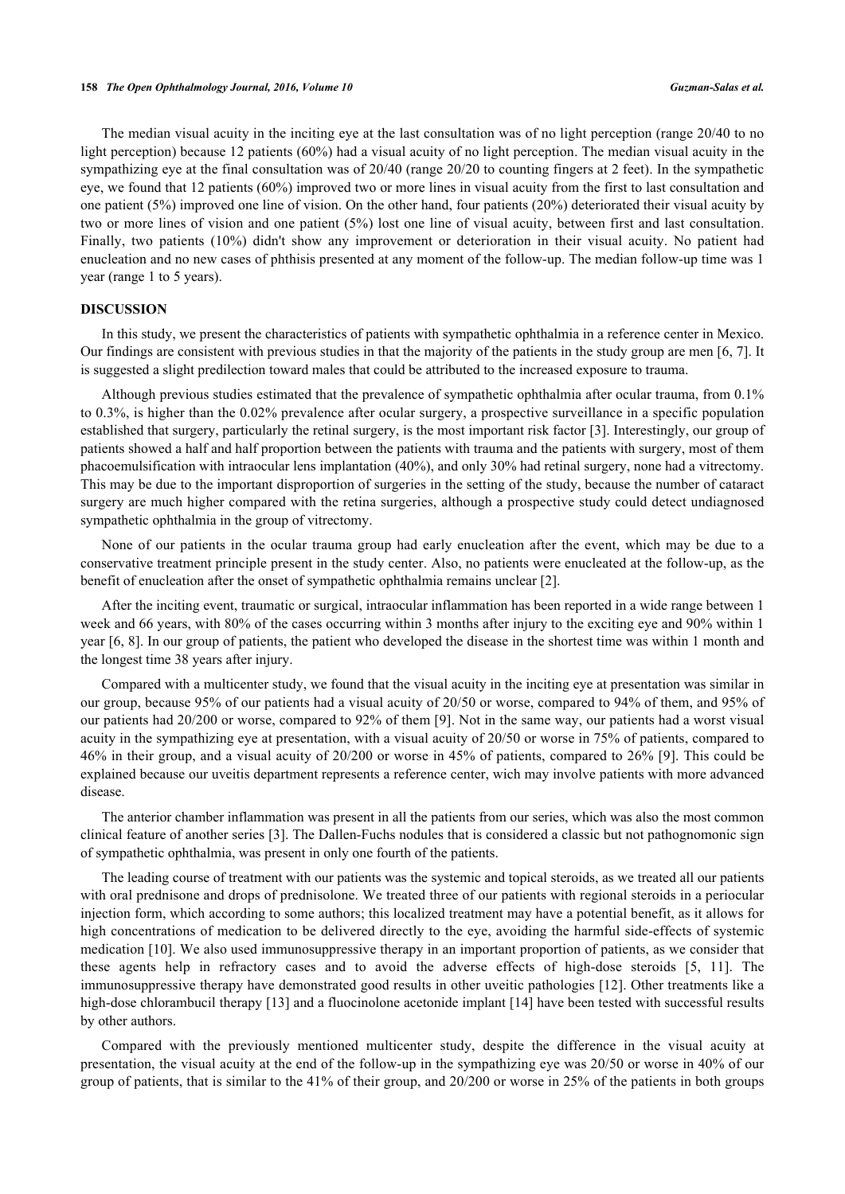The median visual acuity in the inciting eye at the last consultation was of no light perception (range 20/40 to no light perception) because 12 patients (60%) had a visual acuity of no light perception. The median visual acuity in the sympathizing eye at the final consultation was of 20/40 (range 20/20 to counting fingers at 2 feet). In the sympathetic eye, we found that 12 patients (60%) improved two or more lines in visual acuity from the first to last consultation and one patient (5%) improved one line of vision. On the other hand, four patients (20%) deteriorated their visual acuity by two or more lines of vision and one patient (5%) lost one line of visual acuity, between first and last consultation. Finally, two patients (10%) didn't show any improvement or deterioration in their visual acuity. No patient had enucleation and no new cases of phthisis presented at any moment of the follow-up. The median follow-up time was 1 year (range 1 to 5 years).

## DISCUSSION

In this study, we present the characteristics of patients with sympathetic ophthalmia in a reference center in Mexico. Our findings are consistent with previous studies in that the majority of the patients in the study group are men [6, 7]. It is suggested a slight predilection toward males that could be attributed to the increased exposure to trauma.

Although previous studies estimated that the prevalence of sympathetic ophthalmia after ocular trauma, from 0.1% to 0.3%, is higher than the 0.02% prevalence after ocular surgery, a prospective surveillance in a specific population established that surgery, particularly the retinal surgery, is the most important risk factor [3]. Interestingly, our group of patients showed a half and half proportion between the patients with trauma and the patients with surgery, most of them phacoemulsification with intraocular lens implantation (40%), and only 30% had retinal surgery, none had a vitrectomy. This may be due to the important disproportion of surgeries in the setting of the study, because the number of cataract surgery are much higher compared with the retina surgeries, although a prospective study could detect undiagnosed sympathetic ophthalmia in the group of vitrectomy.

None of our patients in the ocular trauma group had early enucleation after the event, which may be due to a conservative treatment principle present in the study center. Also, no patients were enucleated at the follow-up, as the benefit of enucleation after the onset of sympathetic ophthalmia remains unclear [2].

After the inciting event, traumatic or surgical, intraocular inflammation has been reported in a wide range between 1 week and 66 years, with 80% of the cases occurring within 3 months after injury to the exciting eye and 90% within 1 year [6, 8]. In our group of patients, the patient who developed the disease in the shortest time was within 1 month and the longest time 38 years after injury.

Compared with a multicenter study, we found that the visual acuity in the inciting eye at presentation was similar in our group, because 95% of our patients had a visual acuity of 20/50 or worse, compared to 94% of them, and 95% of our patients had 20/200 or worse, compared to 92% of them [9]. Not in the same way, our patients had a worst visual acuity in the sympathizing eye at presentation, with a visual acuity of 20/50 or worse in 75% of patients, compared to 46% in their group, and a visual acuity of 20/200 or worse in 45% of patients, compared to 26% [9]. This could be explained because our uveitis department represents a reference center, wich may involve patients with more advanced disease.

The anterior chamber inflammation was present in all the patients from our series, which was also the most common clinical feature of another series [3]. The Dallen-Fuchs nodules that is considered a classic but not pathognomonic sign of sympathetic ophthalmia, was present in only one fourth of the patients.

The leading course of treatment with our patients was the systemic and topical steroids, as we treated all our patients with oral prednisone and drops of prednisolone. We treated three of our patients with regional steroids in a periocular injection form, which according to some authors; this localized treatment may have a potential benefit, as it allows for high concentrations of medication to be delivered directly to the eye, avoiding the harmful side-effects of systemic medication [10]. We also used immunosuppressive therapy in an important proportion of patients, as we consider that these agents help in refractory cases and to avoid the adverse effects of high-dose steroids [5, 11]. The immunosuppressive therapy have demonstrated good results in other uveitic pathologies [12]. Other treatments like a high-dose chlorambucil therapy [13] and a fluocinolone acetonide implant [14] have been tested with successful results by other authors.

Compared with the previously mentioned multicenter study, despite the difference in the visual acuity at presentation, the visual acuity at the end of the follow-up in the sympathizing eye was 20/50 or worse in 40% of our group of patients, that is similar to the 41% of their group, and 20/200 or worse in 25% of the patients in both groups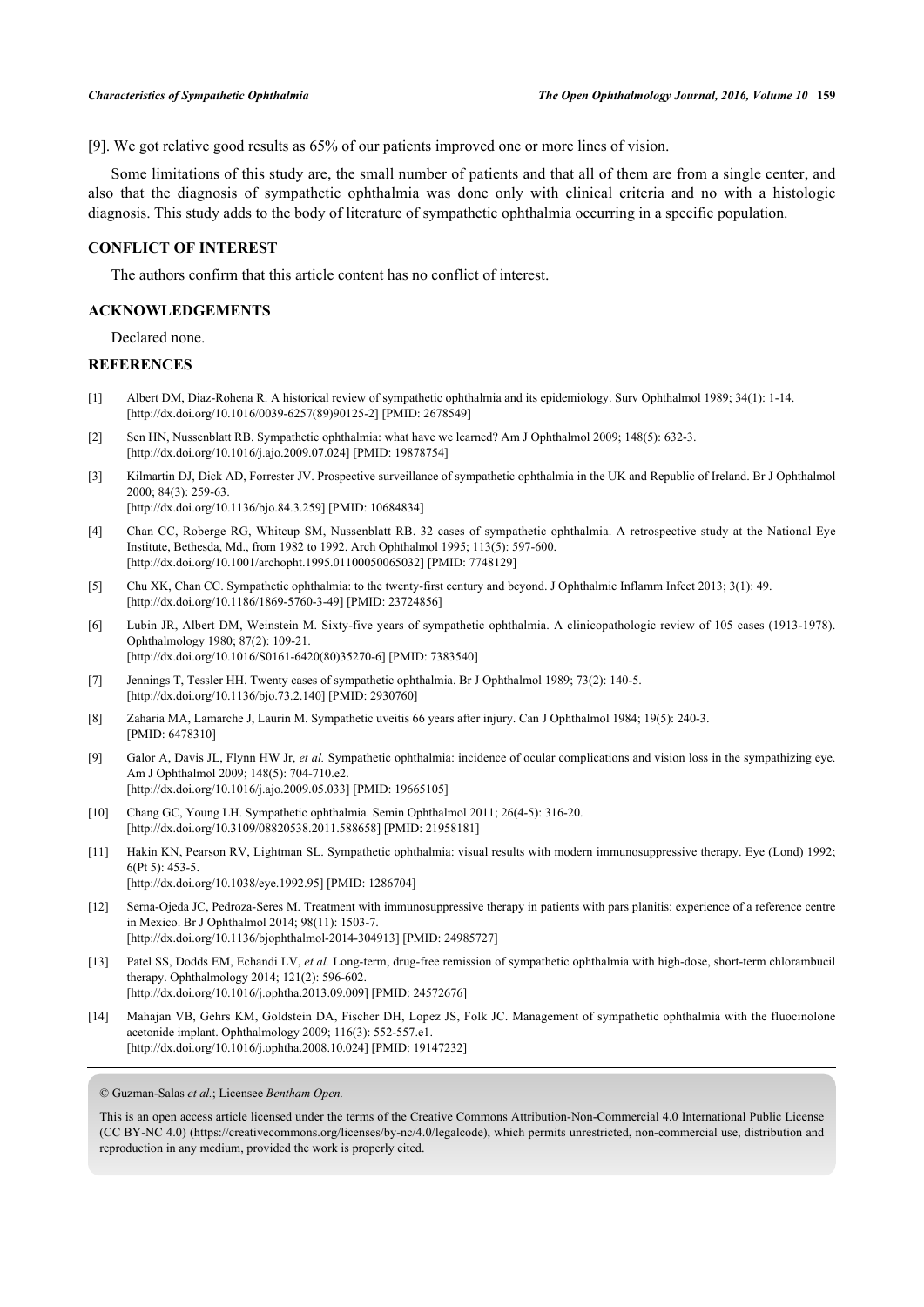[9]. We got relative good results as 65% of our patients improved one or more lines of vision.

Some limitations of this study are, the small number of patients and that all of them are from a single center, and also that the diagnosis of sympathetic ophthalmia was done only with clinical criteria and no with a histologic diagnosis. This study adds to the body of literature of sympathetic ophthalmia occurring in a specific population.

## CONFLICT OF INTEREST

The authors confirm that this article content has no conflict of interest.

## ACKNOWLEDGEMENTS

Declared none.

## REFERENCES

[1] Albert DM, Diaz-Rohena R. A historical review of sympathetic ophthalmia and its epidemiology. Surv Ophthalmol 1989; 34(1): 1-14. [http://dx.doi.org/10.1016/0039-6257(89)90125-2] [PMID: 2678549]

[2] Sen HN, Nussenblatt RB. Sympathetic ophthalmia: what have we learned? Am J Ophthalmol 2009; 148(5): 632-3. [http://dx.doi.org/10.1016/j.ajo.2009.07.024] [PMID: 19878754]

[3] Kilmartin DJ, Dick AD, Forrester JV. Prospective surveillance of sympathetic ophthalmia in the UK and Republic of Ireland. Br J Ophthalmol 2000; 84(3): 259-63. [http://dx.doi.org/10.1136/bjo.84.3.259] [PMID: 10684834]

[4] Chan CC, Roberge RG, Whitcup SM, Nussenblatt RB. 32 cases of sympathetic ophthalmia. A retrospective study at the National Eye Institute, Bethesda, Md., from 1982 to 1992. Arch Ophthalmol 1995; 113(5): 597-600. [http://dx.doi.org/10.1001/archopht.1995.01100050065032] [PMID: 7748129]

[5] Chu XK, Chan CC. Sympathetic ophthalmia: to the twenty-first century and beyond. J Ophthalmic Inflamm Infect 2013; 3(1): 49. [http://dx.doi.org/10.1186/1869-5760-3-49] [PMID: 23724856]

[6] Lubin JR, Albert DM, Weinstein M. Sixty-five years of sympathetic ophthalmia. A clinicopathologic review of 105 cases (1913-1978). Ophthalmology 1980; 87(2): 109-21. [http://dx.doi.org/10.1016/S0161-6420(80)35270-6] [PMID: 7383540]

[7] Jennings T, Tessler HH. Twenty cases of sympathetic ophthalmia. Br J Ophthalmol 1989; 73(2): 140-5. [http://dx.doi.org/10.1136/bjo.73.2.140] [PMID: 2930760]

[8] Zaharia MA, Lamarche J, Laurin M. Sympathetic uveitis 66 years after injury. Can J Ophthalmol 1984; 19(5): 240-3. [PMID: 6478310]

[9] Galor A, Davis JL, Flynn HW Jr, *et al.* Sympathetic ophthalmia: incidence of ocular complications and vision loss in the sympathizing eye. Am J Ophthalmol 2009; 148(5): 704-710.e2. [http://dx.doi.org/10.1016/j.ajo.2009.05.033] [PMID: 19665105]

[10] Chang GC, Young LH. Sympathetic ophthalmia. Semin Ophthalmol 2011; 26(4-5): 316-20. [http://dx.doi.org/10.3109/08820538.2011.588658] [PMID: 21958181]

[11] Hakin KN, Pearson RV, Lightman SL. Sympathetic ophthalmia: visual results with modern immunosuppressive therapy. Eye (Lond) 1992; 6(Pt 5): 453-5. [http://dx.doi.org/10.1038/eye.1992.95] [PMID: 1286704]

[12] Serna-Ojeda JC, Pedroza-Seres M. Treatment with immunosuppressive therapy in patients with pars planitis: experience of a reference centre in Mexico. Br J Ophthalmol 2014; 98(11): 1503-7. [http://dx.doi.org/10.1136/bjophthalmol-2014-304913] [PMID: 24985727]

[13] Patel SS, Dodds EM, Echandi LV, *et al.* Long-term, drug-free remission of sympathetic ophthalmia with high-dose, short-term chlorambucil therapy. Ophthalmology 2014; 121(2): 596-602. [http://dx.doi.org/10.1016/j.ophtha.2013.09.009] [PMID: 24572676]

[14] Mahajan VB, Gehrs KM, Goldstein DA, Fischer DH, Lopez JS, Folk JC. Management of sympathetic ophthalmia with the fluocinolone acetonide implant. Ophthalmology 2009; 116(3): 552-557.e1. [http://dx.doi.org/10.1016/j.ophtha.2008.10.024] [PMID: 19147232]

© Guzman-Salas *et al.*; Licensee *Bentham Open.*

This is an open access article licensed under the terms of the Creative Commons Attribution-Non-Commercial 4.0 International Public License (CC BY-NC 4.0) (https://creativecommons.org/licenses/by-nc/4.0/legalcode), which permits unrestricted, non-commercial use, distribution and reproduction in any medium, provided the work is properly cited.